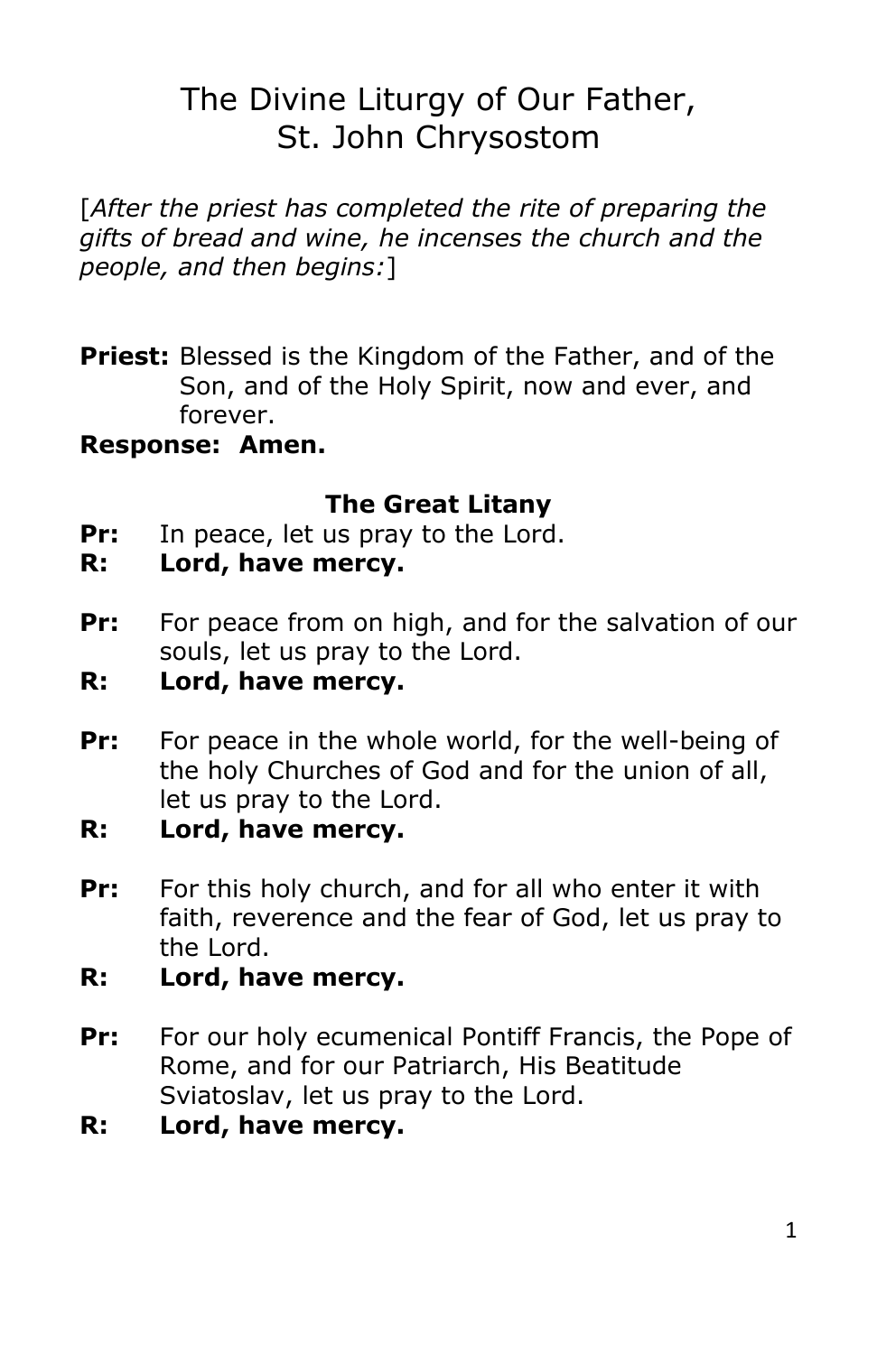# The Divine Liturgy of Our Father, St. John Chrysostom

[*After the priest has completed the rite of preparing the gifts of bread and wine, he incenses the church and the people, and then begins:*]

**Priest:** Blessed is the Kingdom of the Father, and of the Son, and of the Holy Spirit, now and ever, and forever.

**Response: Amen.**

### The Great Litany

**Pr:** In peace, let us pray to the Lord.

**R: Lord, have mercy.**

**Pr:** For peace from on high, and for the salvation of our souls, let us pray to the Lord.

**R: Lord, have mercy.**

**Pr:** For peace in the whole world, for the well-being of the holy Churches of God and for the union of all, let us pray to the Lord.

**R: Lord, have mercy.**

**Pr:** For this holy church, and for all who enter it with faith, reverence and the fear of God, let us pray to the Lord.

**R: Lord, have mercy.**

**Pr:** For our holy ecumenical Pontiff Francis, the Pope of Rome, and for our Patriarch, His Beatitude Sviatoslav, let us pray to the Lord.

**R: Lord, have mercy.**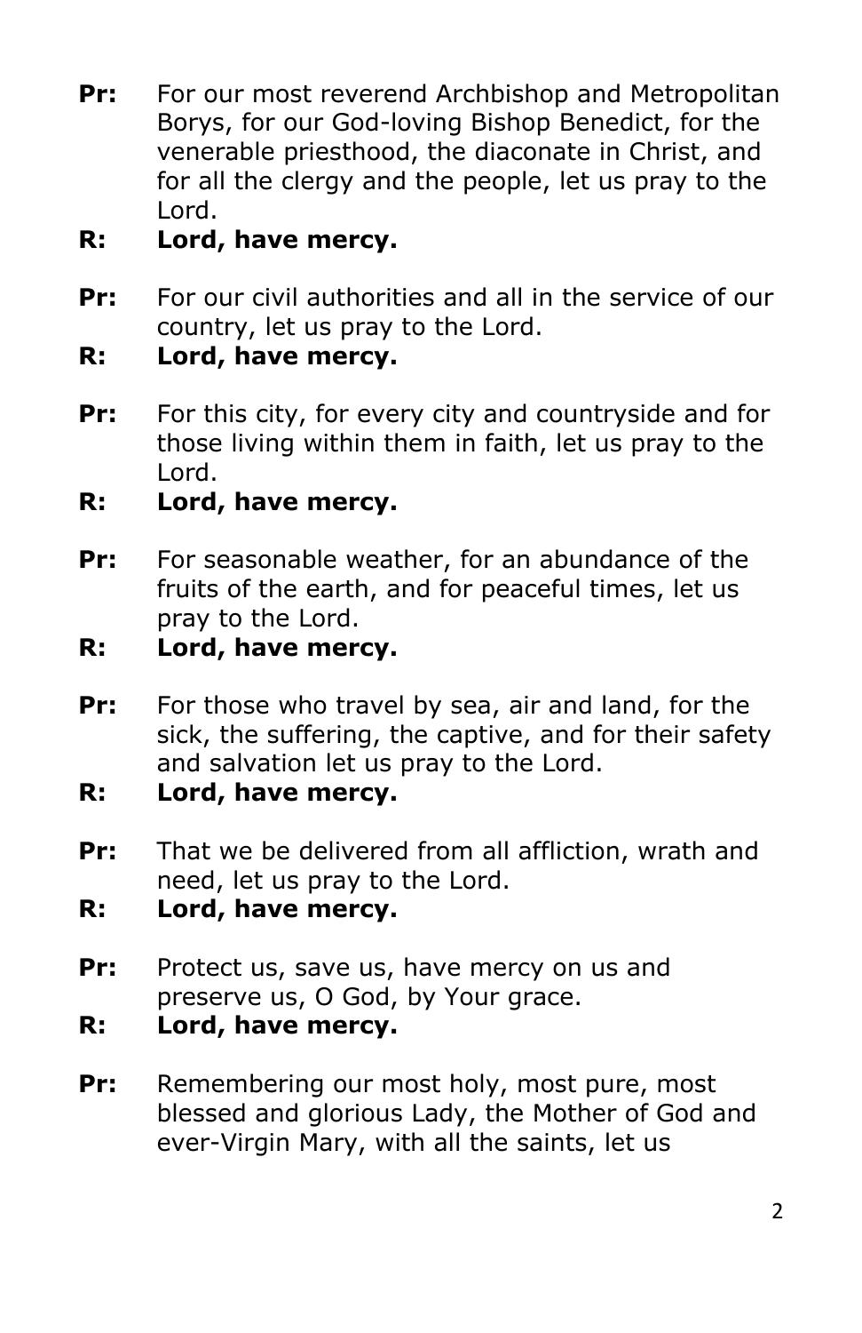**Pr:** For our most reverend Archbishop and Metropolitan Borys, for our God-loving Bishop Benedict, for the venerable priesthood, the diaconate in Christ, and for all the clergy and the people, let us pray to the Lord.

**R: Lord, have mercy.**

**Pr:** For our civil authorities and all in the service of our country, let us pray to the Lord.

**R: Lord, have mercy.**

**Pr:** For this city, for every city and countryside and for those living within them in faith, let us pray to the Lord.

**R: Lord, have mercy.**

**Pr:** For seasonable weather, for an abundance of the fruits of the earth, and for peaceful times, let us pray to the Lord.

**R: Lord, have mercy.**

**Pr:** For those who travel by sea, air and land, for the sick, the suffering, the captive, and for their safety and salvation let us pray to the Lord.

**R: Lord, have mercy.**

**Pr:** That we be delivered from all affliction, wrath and need, let us pray to the Lord.

**R: Lord, have mercy.**

**Pr:** Protect us, save us, have mercy on us and preserve us, O God, by Your grace.

**R: Lord, have mercy.**

**Pr:** Remembering our most holy, most pure, most blessed and glorious Lady, the Mother of God and ever-Virgin Mary, with all the saints, let us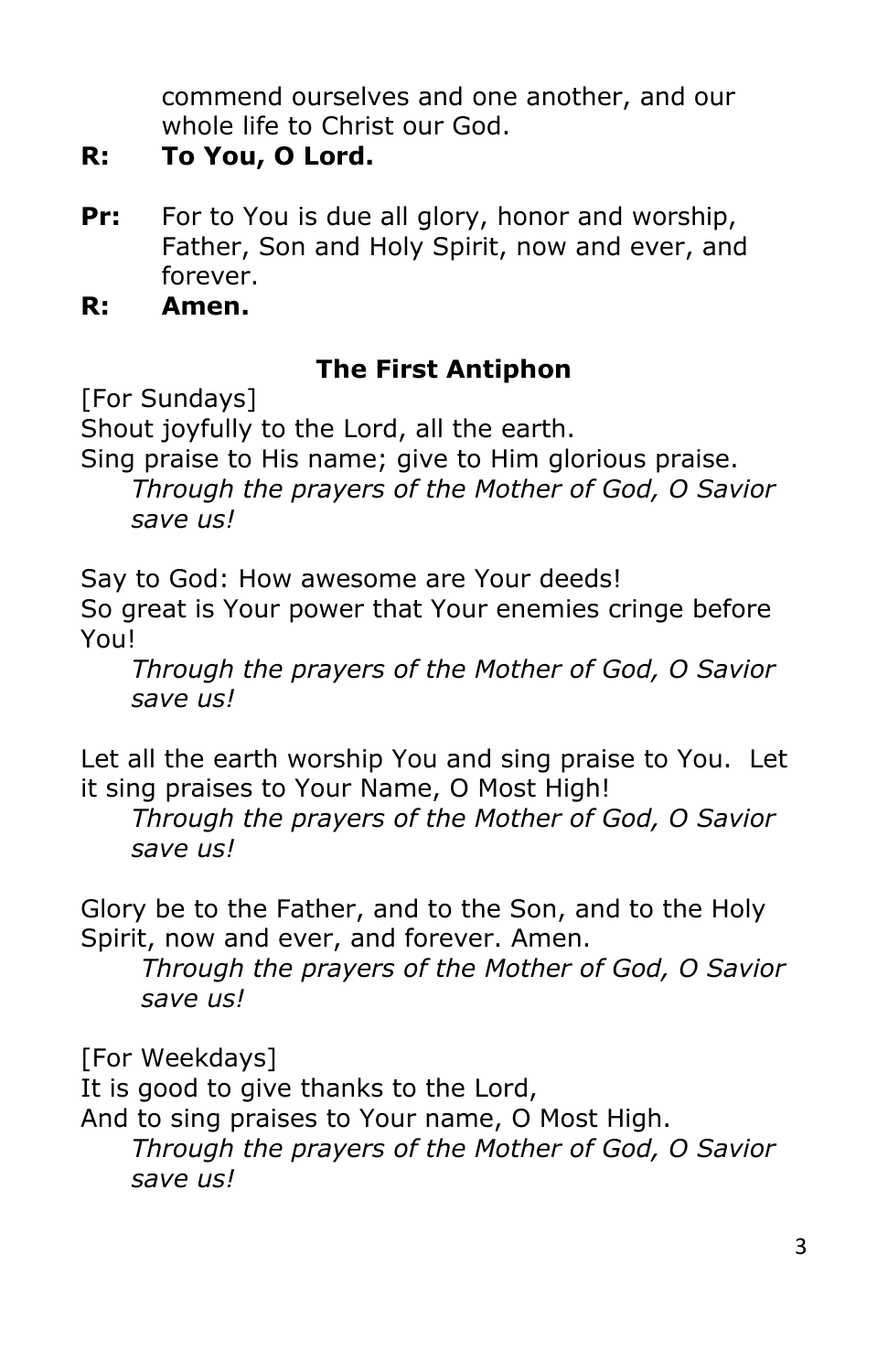commend ourselves and one another, and our whole life to Christ our God.

**R: To You, O Lord.**

**Pr:** For to You is due all glory, honor and worship, Father, Son and Holy Spirit, now and ever, and forever.

**R: Amen.**

## The First Antiphon

[For Sundays]

Shout joyfully to the Lord, all the earth.
Sing praise to His name; give to Him glorious praise.
*Through the prayers of the Mother of God, O Savior save us!*

Say to God: How awesome are Your deeds!
So great is Your power that Your enemies cringe before You!
*Through the prayers of the Mother of God, O Savior save us!*

Let all the earth worship You and sing praise to You. Let it sing praises to Your Name, O Most High!
*Through the prayers of the Mother of God, O Savior save us!*

Glory be to the Father, and to the Son, and to the Holy Spirit, now and ever, and forever. Amen.
*Through the prayers of the Mother of God, O Savior save us!*

[For Weekdays]

It is good to give thanks to the Lord,
And to sing praises to Your name, O Most High.
*Through the prayers of the Mother of God, O Savior save us!*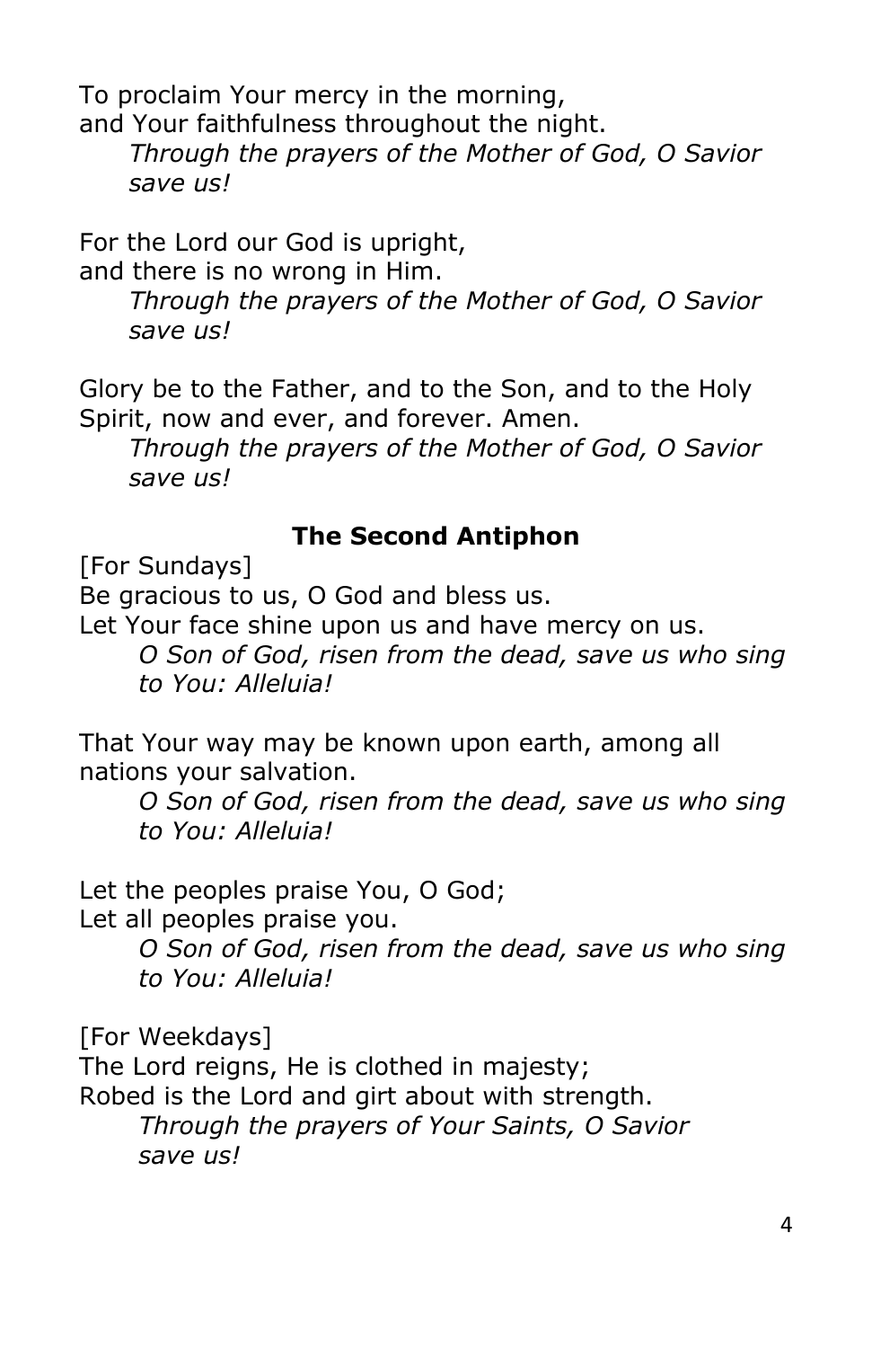To proclaim Your mercy in the morning,
and Your faithfulness throughout the night.

*Through the prayers of the Mother of God, O Savior save us!*

For the Lord our God is upright,
and there is no wrong in Him.

*Through the prayers of the Mother of God, O Savior save us!*

Glory be to the Father, and to the Son, and to the Holy Spirit, now and ever, and forever. Amen.

*Through the prayers of the Mother of God, O Savior save us!*

## The Second Antiphon

[For Sundays]
Be gracious to us, O God and bless us.
Let Your face shine upon us and have mercy on us.

*O Son of God, risen from the dead, save us who sing to You: Alleluia!*

That Your way may be known upon earth, among all nations your salvation.

*O Son of God, risen from the dead, save us who sing to You: Alleluia!*

Let the peoples praise You, O God;
Let all peoples praise you.

*O Son of God, risen from the dead, save us who sing to You: Alleluia!*

[For Weekdays]
The Lord reigns, He is clothed in majesty;
Robed is the Lord and girt about with strength.

*Through the prayers of Your Saints, O Savior save us!*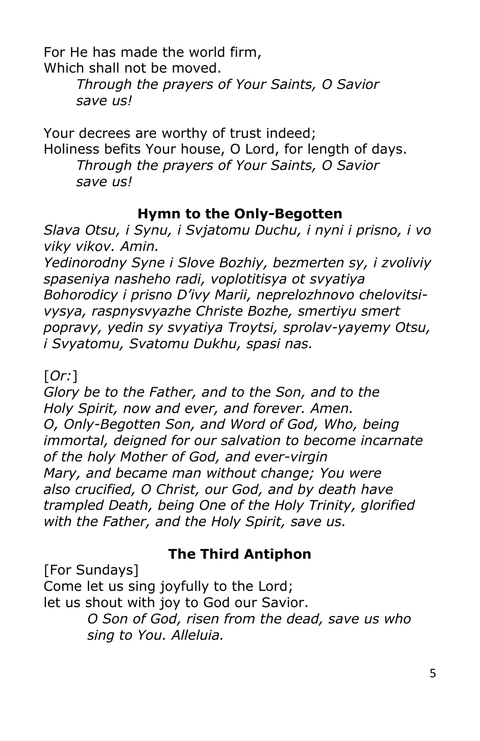For He has made the world firm,
Which shall not be moved.

*Through the prayers of Your Saints, O Savior save us!*

Your decrees are worthy of trust indeed;
Holiness befits Your house, O Lord, for length of days.

*Through the prayers of Your Saints, O Savior save us!*

### Hymn to the Only-Begotten

*Slava Otsu, i Synu, i Svjatomu Duchu, i nyni i prisno, i vo viky vikov. Amin.*
*Yedinorodny Syne i Slove Bozhiy, bezmerten sy, i zvoliviy spaseniya nasheho radi, voplotitisya ot svyatiya Bohorodicy i prisno D'ivy Marii, neprelozhnovo chelovitsi-vysya, raspnysvyazhe Christe Bozhe, smertiyu smert popravy, yedin sy svyatiya Troytsi, sprolav-yayemy Otsu, i Svyatomu, Svatomu Dukhu, spasi nas.*

[*Or:*]
*Glory be to the Father, and to the Son, and to the Holy Spirit, now and ever, and forever. Amen.*
*O, Only-Begotten Son, and Word of God, Who, being immortal, deigned for our salvation to become incarnate of the holy Mother of God, and ever-virgin Mary, and became man without change; You were also crucified, O Christ, our God, and by death have trampled Death, being One of the Holy Trinity, glorified with the Father, and the Holy Spirit, save us.*

### The Third Antiphon

[For Sundays]
Come let us sing joyfully to the Lord;
let us shout with joy to God our Savior.

*O Son of God, risen from the dead, save us who sing to You. Alleluia.*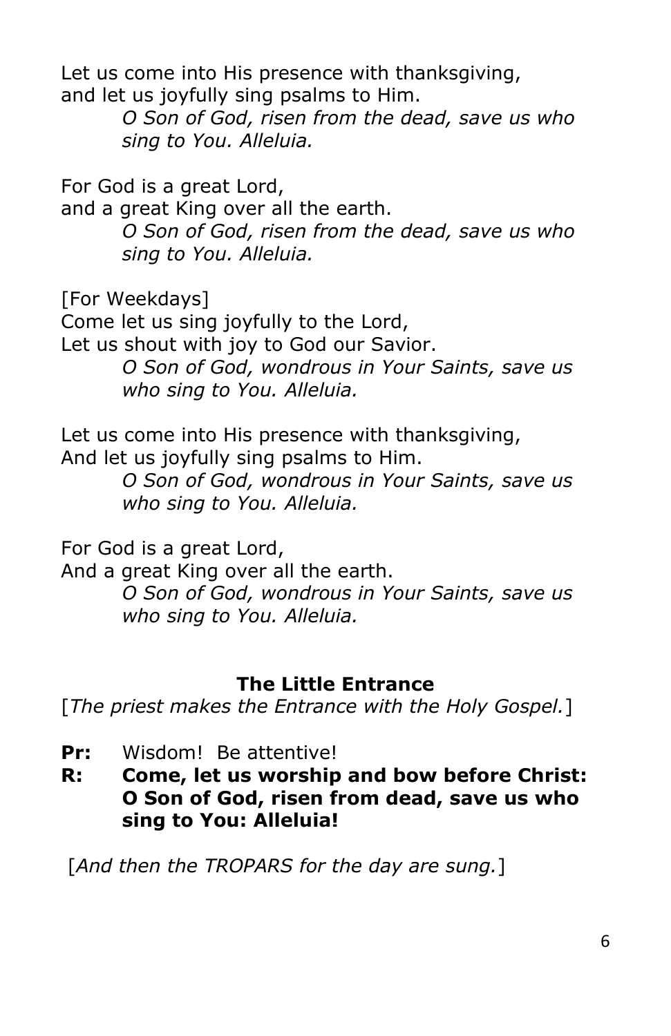Let us come into His presence with thanksgiving,
and let us joyfully sing psalms to Him.

> *O Son of God, risen from the dead, save us who sing to You. Alleluia.*

For God is a great Lord,
and a great King over all the earth.

> *O Son of God, risen from the dead, save us who sing to You. Alleluia.*

[For Weekdays]
Come let us sing joyfully to the Lord,
Let us shout with joy to God our Savior.

> *O Son of God, wondrous in Your Saints, save us who sing to You. Alleluia.*

Let us come into His presence with thanksgiving,
And let us joyfully sing psalms to Him.

> *O Son of God, wondrous in Your Saints, save us who sing to You. Alleluia.*

For God is a great Lord,
And a great King over all the earth.

> *O Son of God, wondrous in Your Saints, save us who sing to You. Alleluia.*

## The Little Entrance

[*The priest makes the Entrance with the Holy Gospel.*]

**Pr:** Wisdom! Be attentive!

**R: Come, let us worship and bow before Christ: O Son of God, risen from dead, save us who sing to You: Alleluia!**

[*And then the TROPARS for the day are sung.*]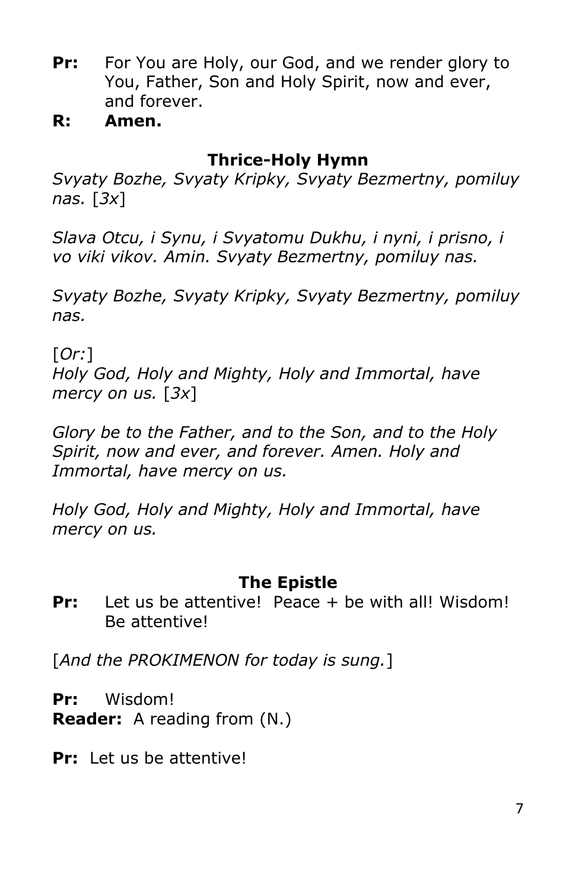**Pr:** For You are Holy, our God, and we render glory to You, Father, Son and Holy Spirit, now and ever, and forever.

**R: Amen.**

## Thrice-Holy Hymn

*Svyaty Bozhe, Svyaty Kripky, Svyaty Bezmertny, pomiluy nas.* [*3x*]

*Slava Otcu, i Synu, i Svyatomu Dukhu, i nyni, i prisno, i vo viki vikov. Amin. Svyaty Bezmertny, pomiluy nas.*

*Svyaty Bozhe, Svyaty Kripky, Svyaty Bezmertny, pomiluy nas.*

[*Or:*]
*Holy God, Holy and Mighty, Holy and Immortal, have mercy on us.* [*3x*]

*Glory be to the Father, and to the Son, and to the Holy Spirit, now and ever, and forever. Amen. Holy and Immortal, have mercy on us.*

*Holy God, Holy and Mighty, Holy and Immortal, have mercy on us.*

## The Epistle

**Pr:** Let us be attentive! Peace + be with all! Wisdom! Be attentive!

[*And the PROKIMENON for today is sung.*]

**Pr:** Wisdom!
**Reader:** A reading from (N.)

**Pr:** Let us be attentive!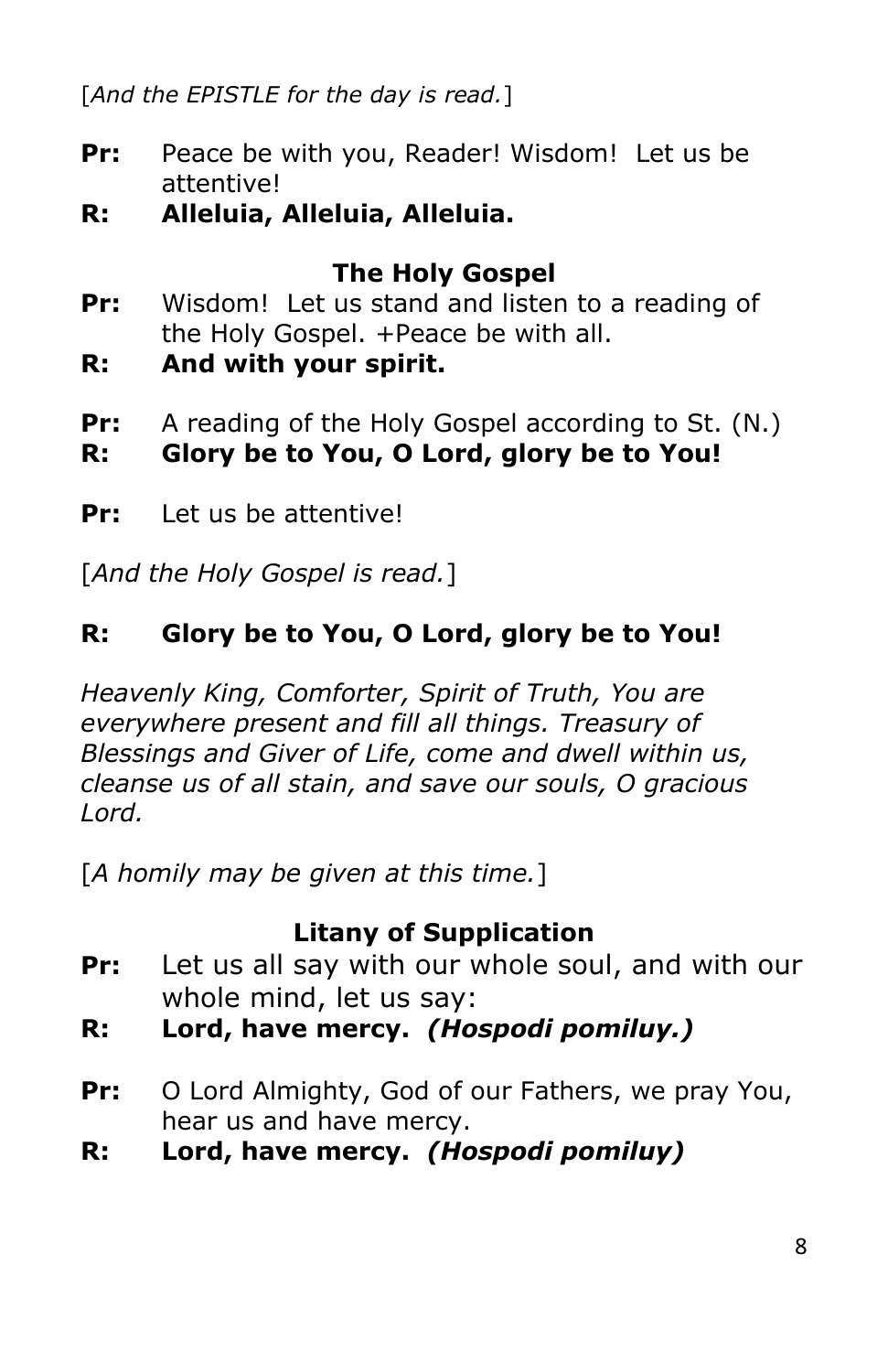[*And the EPISTLE for the day is read.*]

**Pr:** Peace be with you, Reader! Wisdom! Let us be attentive!

**R: Alleluia, Alleluia, Alleluia.**

## The Holy Gospel

**Pr:** Wisdom! Let us stand and listen to a reading of the Holy Gospel. +Peace be with all.

**R: And with your spirit.**

**Pr:** A reading of the Holy Gospel according to St. (N.)

**R: Glory be to You, O Lord, glory be to You!**

**Pr:** Let us be attentive!

[*And the Holy Gospel is read.*]

**R: Glory be to You, O Lord, glory be to You!**

*Heavenly King, Comforter, Spirit of Truth, You are everywhere present and fill all things. Treasury of Blessings and Giver of Life, come and dwell within us, cleanse us of all stain, and save our souls, O gracious Lord.*

[*A homily may be given at this time.*]

## Litany of Supplication

**Pr:** Let us all say with our whole soul, and with our whole mind, let us say:

**R: Lord, have mercy.** ***(Hospodi pomiluy.)***

**Pr:** O Lord Almighty, God of our Fathers, we pray You, hear us and have mercy.

**R: Lord, have mercy.** ***(Hospodi pomiluy)***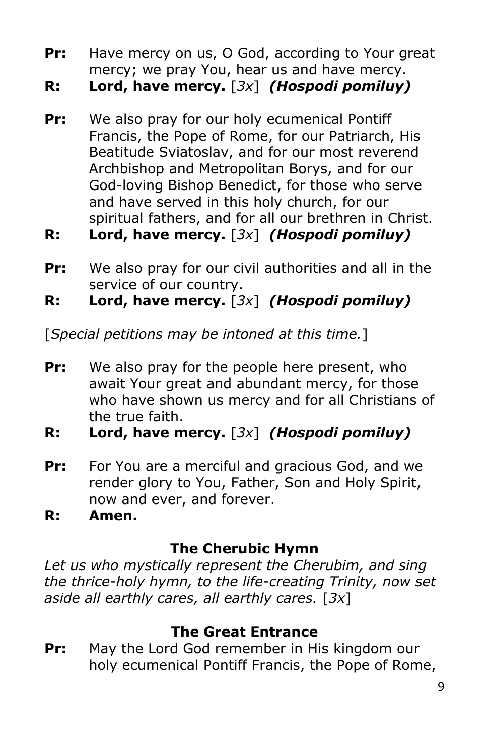**Pr:** Have mercy on us, O God, according to Your great mercy; we pray You, hear us and have mercy.

**R: Lord, have mercy.** [*3x*] ***(Hospodi pomiluy)***

**Pr:** We also pray for our holy ecumenical Pontiff Francis, the Pope of Rome, for our Patriarch, His Beatitude Sviatoslav, and for our most reverend Archbishop and Metropolitan Borys, and for our God-loving Bishop Benedict, for those who serve and have served in this holy church, for our spiritual fathers, and for all our brethren in Christ.

**R: Lord, have mercy.** [*3x*] ***(Hospodi pomiluy)***

**Pr:** We also pray for our civil authorities and all in the service of our country.

**R: Lord, have mercy.** [*3x*] ***(Hospodi pomiluy)***

[*Special petitions may be intoned at this time.*]

**Pr:** We also pray for the people here present, who await Your great and abundant mercy, for those who have shown us mercy and for all Christians of the true faith.

**R: Lord, have mercy.** [*3x*] ***(Hospodi pomiluy)***

**Pr:** For You are a merciful and gracious God, and we render glory to You, Father, Son and Holy Spirit, now and ever, and forever.

**R: Amen.**

## The Cherubic Hymn

*Let us who mystically represent the Cherubim, and sing the thrice-holy hymn, to the life-creating Trinity, now set aside all earthly cares, all earthly cares.* [*3x*]

## The Great Entrance

**Pr:** May the Lord God remember in His kingdom our holy ecumenical Pontiff Francis, the Pope of Rome,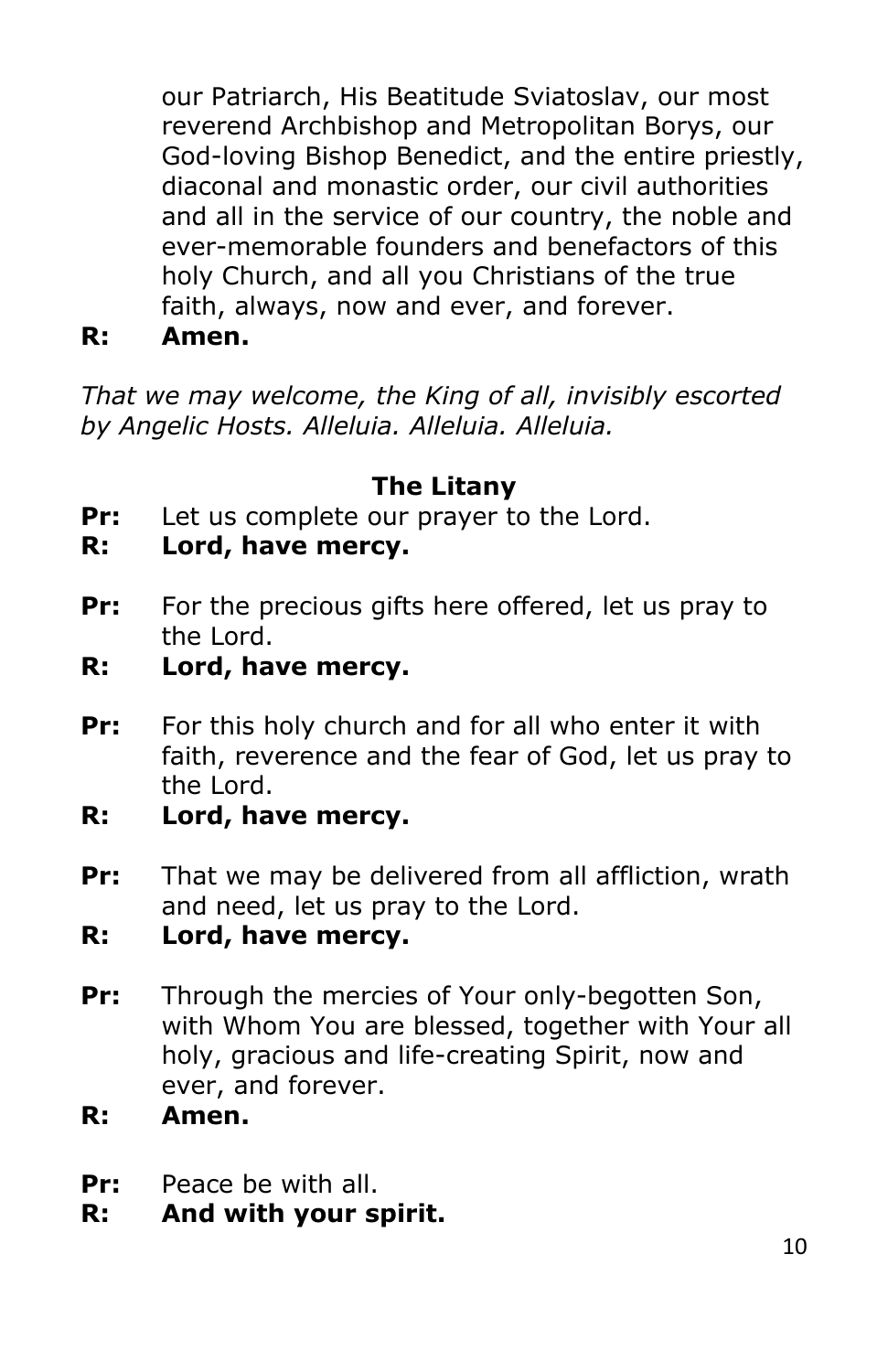our Patriarch, His Beatitude Sviatoslav, our most reverend Archbishop and Metropolitan Borys, our God-loving Bishop Benedict, and the entire priestly, diaconal and monastic order, our civil authorities and all in the service of our country, the noble and ever-memorable founders and benefactors of this holy Church, and all you Christians of the true faith, always, now and ever, and forever.

**R: Amen.**

*That we may welcome, the King of all, invisibly escorted by Angelic Hosts. Alleluia. Alleluia. Alleluia.*

### The Litany

**Pr:** Let us complete our prayer to the Lord.

**R: Lord, have mercy.**

**Pr:** For the precious gifts here offered, let us pray to the Lord.

**R: Lord, have mercy.**

**Pr:** For this holy church and for all who enter it with faith, reverence and the fear of God, let us pray to the Lord.

**R: Lord, have mercy.**

**Pr:** That we may be delivered from all affliction, wrath and need, let us pray to the Lord.

**R: Lord, have mercy.**

**Pr:** Through the mercies of Your only-begotten Son, with Whom You are blessed, together with Your all holy, gracious and life-creating Spirit, now and ever, and forever.

**R: Amen.**

**Pr:** Peace be with all.

**R: And with your spirit.**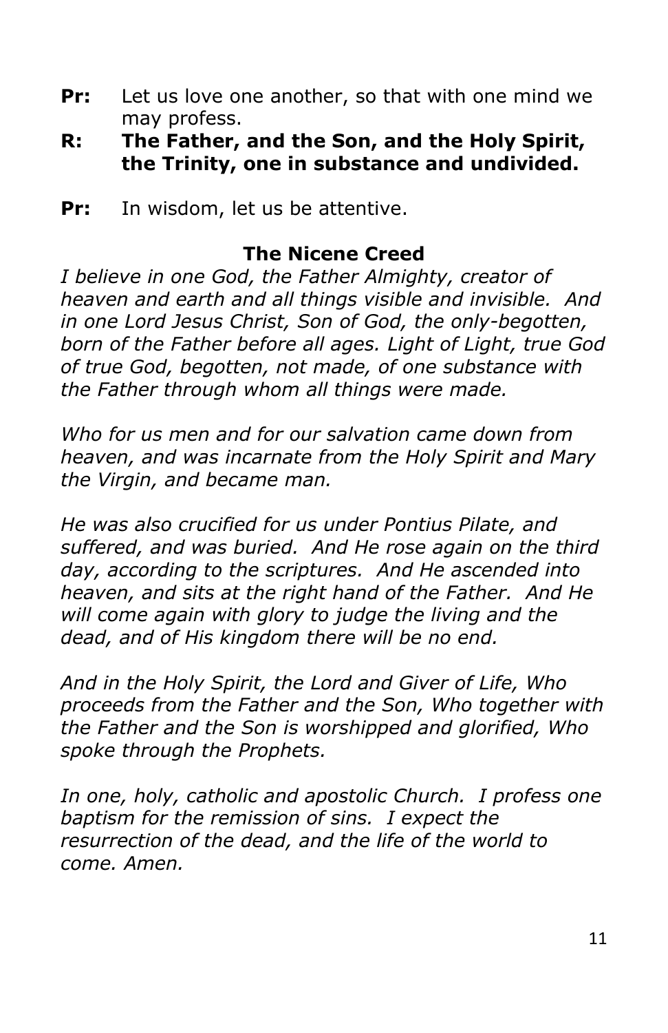**Pr:** Let us love one another, so that with one mind we may profess.

**R: The Father, and the Son, and the Holy Spirit, the Trinity, one in substance and undivided.**

**Pr:** In wisdom, let us be attentive.

## The Nicene Creed

*I believe in one God, the Father Almighty, creator of heaven and earth and all things visible and invisible. And in one Lord Jesus Christ, Son of God, the only-begotten, born of the Father before all ages. Light of Light, true God of true God, begotten, not made, of one substance with the Father through whom all things were made.*

*Who for us men and for our salvation came down from heaven, and was incarnate from the Holy Spirit and Mary the Virgin, and became man.*

*He was also crucified for us under Pontius Pilate, and suffered, and was buried. And He rose again on the third day, according to the scriptures. And He ascended into heaven, and sits at the right hand of the Father. And He will come again with glory to judge the living and the dead, and of His kingdom there will be no end.*

*And in the Holy Spirit, the Lord and Giver of Life, Who proceeds from the Father and the Son, Who together with the Father and the Son is worshipped and glorified, Who spoke through the Prophets.*

*In one, holy, catholic and apostolic Church. I profess one baptism for the remission of sins. I expect the resurrection of the dead, and the life of the world to come. Amen.*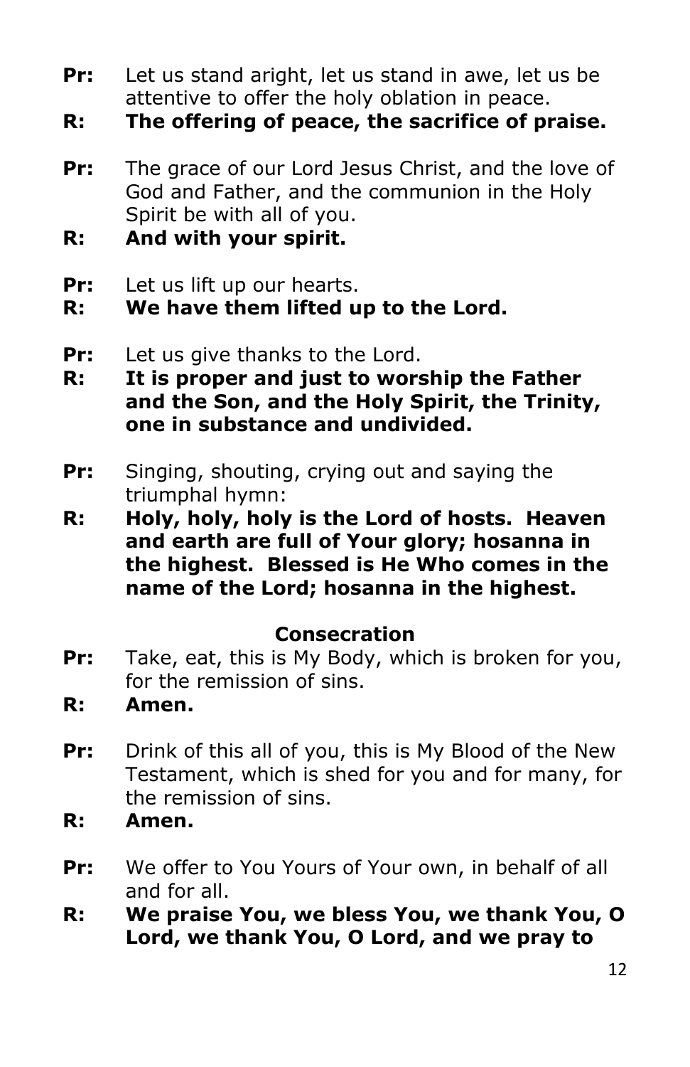**Pr:** Let us stand aright, let us stand in awe, let us be attentive to offer the holy oblation in peace.

**R: The offering of peace, the sacrifice of praise.**

**Pr:** The grace of our Lord Jesus Christ, and the love of God and Father, and the communion in the Holy Spirit be with all of you.

**R: And with your spirit.**

**Pr:** Let us lift up our hearts.

**R: We have them lifted up to the Lord.**

**Pr:** Let us give thanks to the Lord.

**R: It is proper and just to worship the Father and the Son, and the Holy Spirit, the Trinity, one in substance and undivided.**

**Pr:** Singing, shouting, crying out and saying the triumphal hymn:

**R: Holy, holy, holy is the Lord of hosts. Heaven and earth are full of Your glory; hosanna in the highest. Blessed is He Who comes in the name of the Lord; hosanna in the highest.**

## Consecration

**Pr:** Take, eat, this is My Body, which is broken for you, for the remission of sins.

**R: Amen.**

**Pr:** Drink of this all of you, this is My Blood of the New Testament, which is shed for you and for many, for the remission of sins.

**R: Amen.**

**Pr:** We offer to You Yours of Your own, in behalf of all and for all.

**R: We praise You, we bless You, we thank You, O Lord, we thank You, O Lord, and we pray to**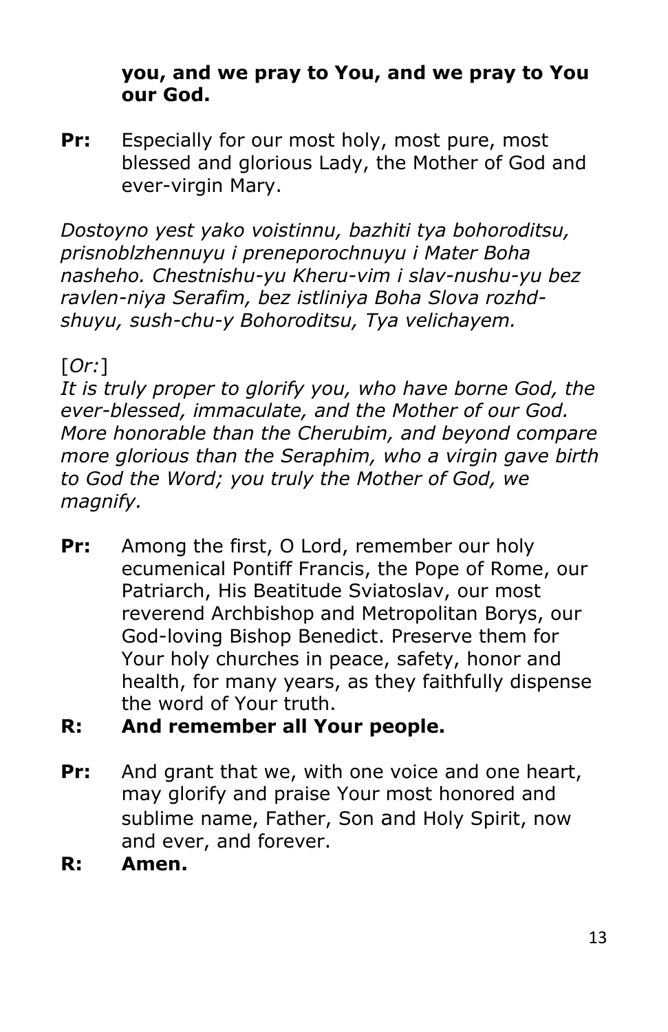**you, and we pray to You, and we pray to You our God.**

**Pr:** Especially for our most holy, most pure, most blessed and glorious Lady, the Mother of God and ever-virgin Mary.

*Dostoyno yest yako voistinnu, bazhiti tya bohoroditsu, prisnoblzhennuyu i preneporochnuyu i Mater Boha nasheho. Chestnishu-yu Kheru-vim i slav-nushu-yu bez ravlen-niya Serafim, bez istliniya Boha Slova rozhd-shuyu, sush-chu-y Bohoroditsu, Tya velichayem.*

[*Or:*]
*It is truly proper to glorify you, who have borne God, the ever-blessed, immaculate, and the Mother of our God. More honorable than the Cherubim, and beyond compare more glorious than the Seraphim, who a virgin gave birth to God the Word; you truly the Mother of God, we magnify.*

**Pr:** Among the first, O Lord, remember our holy ecumenical Pontiff Francis, the Pope of Rome, our Patriarch, His Beatitude Sviatoslav, our most reverend Archbishop and Metropolitan Borys, our God-loving Bishop Benedict. Preserve them for Your holy churches in peace, safety, honor and health, for many years, as they faithfully dispense the word of Your truth.

**R: And remember all Your people.**

**Pr:** And grant that we, with one voice and one heart, may glorify and praise Your most honored and sublime name, Father, Son and Holy Spirit, now and ever, and forever.

**R: Amen.**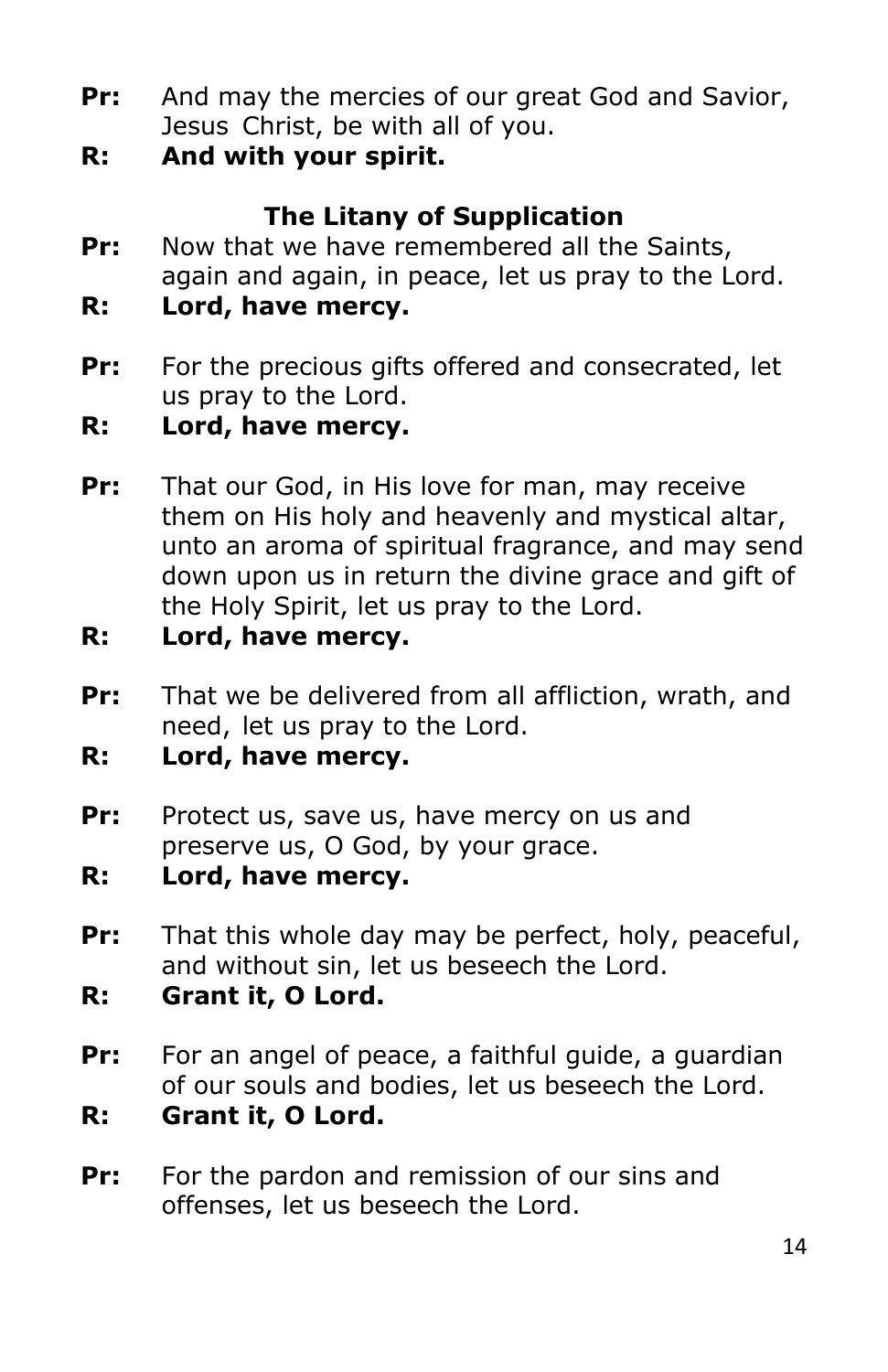**Pr:** And may the mercies of our great God and Savior, Jesus Christ, be with all of you.

**R: And with your spirit.**

## The Litany of Supplication

**Pr:** Now that we have remembered all the Saints, again and again, in peace, let us pray to the Lord.

**R: Lord, have mercy.**

**Pr:** For the precious gifts offered and consecrated, let us pray to the Lord.

**R: Lord, have mercy.**

**Pr:** That our God, in His love for man, may receive them on His holy and heavenly and mystical altar, unto an aroma of spiritual fragrance, and may send down upon us in return the divine grace and gift of the Holy Spirit, let us pray to the Lord.

**R: Lord, have mercy.**

**Pr:** That we be delivered from all affliction, wrath, and need, let us pray to the Lord.

**R: Lord, have mercy.**

**Pr:** Protect us, save us, have mercy on us and preserve us, O God, by your grace.

**R: Lord, have mercy.**

**Pr:** That this whole day may be perfect, holy, peaceful, and without sin, let us beseech the Lord.

**R: Grant it, O Lord.**

**Pr:** For an angel of peace, a faithful guide, a guardian of our souls and bodies, let us beseech the Lord.

**R: Grant it, O Lord.**

**Pr:** For the pardon and remission of our sins and offenses, let us beseech the Lord.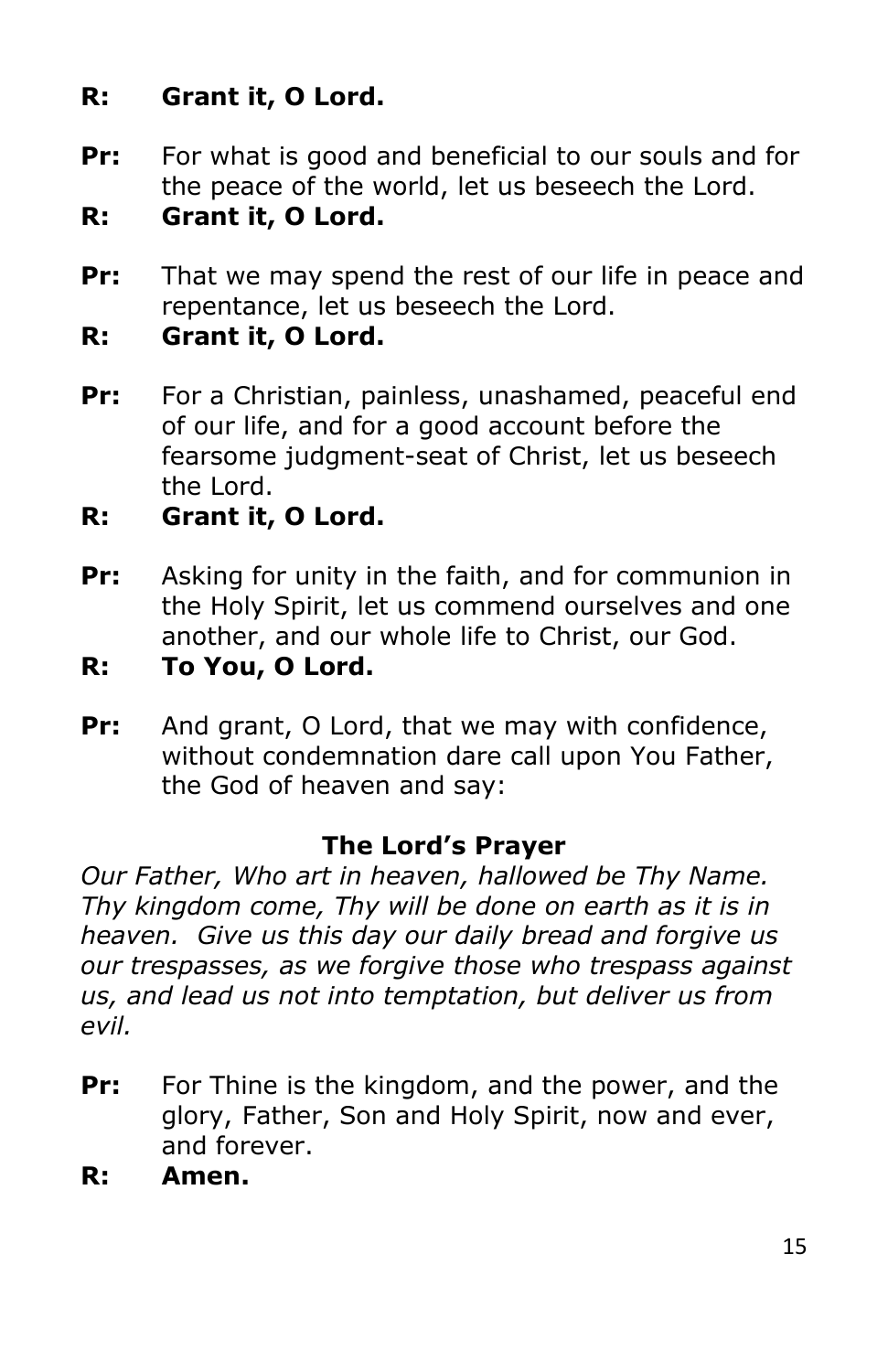**R:** **Grant it, O Lord.**

**Pr:** For what is good and beneficial to our souls and for the peace of the world, let us beseech the Lord.

**R:** **Grant it, O Lord.**

**Pr:** That we may spend the rest of our life in peace and repentance, let us beseech the Lord.

**R:** **Grant it, O Lord.**

**Pr:** For a Christian, painless, unashamed, peaceful end of our life, and for a good account before the fearsome judgment-seat of Christ, let us beseech the Lord.

**R:** **Grant it, O Lord.**

**Pr:** Asking for unity in the faith, and for communion in the Holy Spirit, let us commend ourselves and one another, and our whole life to Christ, our God.

**R:** **To You, O Lord.**

**Pr:** And grant, O Lord, that we may with confidence, without condemnation dare call upon You Father, the God of heaven and say:

### The Lord's Prayer

*Our Father, Who art in heaven, hallowed be Thy Name. Thy kingdom come, Thy will be done on earth as it is in heaven. Give us this day our daily bread and forgive us our trespasses, as we forgive those who trespass against us, and lead us not into temptation, but deliver us from evil.*

**Pr:** For Thine is the kingdom, and the power, and the glory, Father, Son and Holy Spirit, now and ever, and forever.

**R:** **Amen.**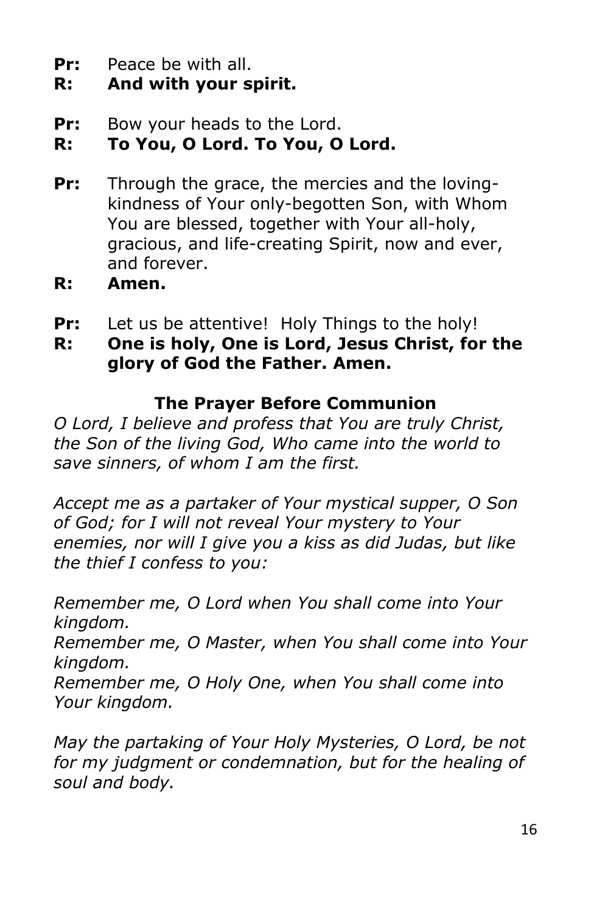**Pr:** Peace be with all.
**R: And with your spirit.**

**Pr:** Bow your heads to the Lord.
**R: To You, O Lord. To You, O Lord.**

**Pr:** Through the grace, the mercies and the loving-kindness of Your only-begotten Son, with Whom You are blessed, together with Your all-holy, gracious, and life-creating Spirit, now and ever, and forever.
**R: Amen.**

**Pr:** Let us be attentive! Holy Things to the holy!
**R: One is holy, One is Lord, Jesus Christ, for the glory of God the Father. Amen.**

## The Prayer Before Communion

*O Lord, I believe and profess that You are truly Christ, the Son of the living God, Who came into the world to save sinners, of whom I am the first.*

*Accept me as a partaker of Your mystical supper, O Son of God; for I will not reveal Your mystery to Your enemies, nor will I give you a kiss as did Judas, but like the thief I confess to you:*

*Remember me, O Lord when You shall come into Your kingdom.*
*Remember me, O Master, when You shall come into Your kingdom.*
*Remember me, O Holy One, when You shall come into Your kingdom.*

*May the partaking of Your Holy Mysteries, O Lord, be not for my judgment or condemnation, but for the healing of soul and body.*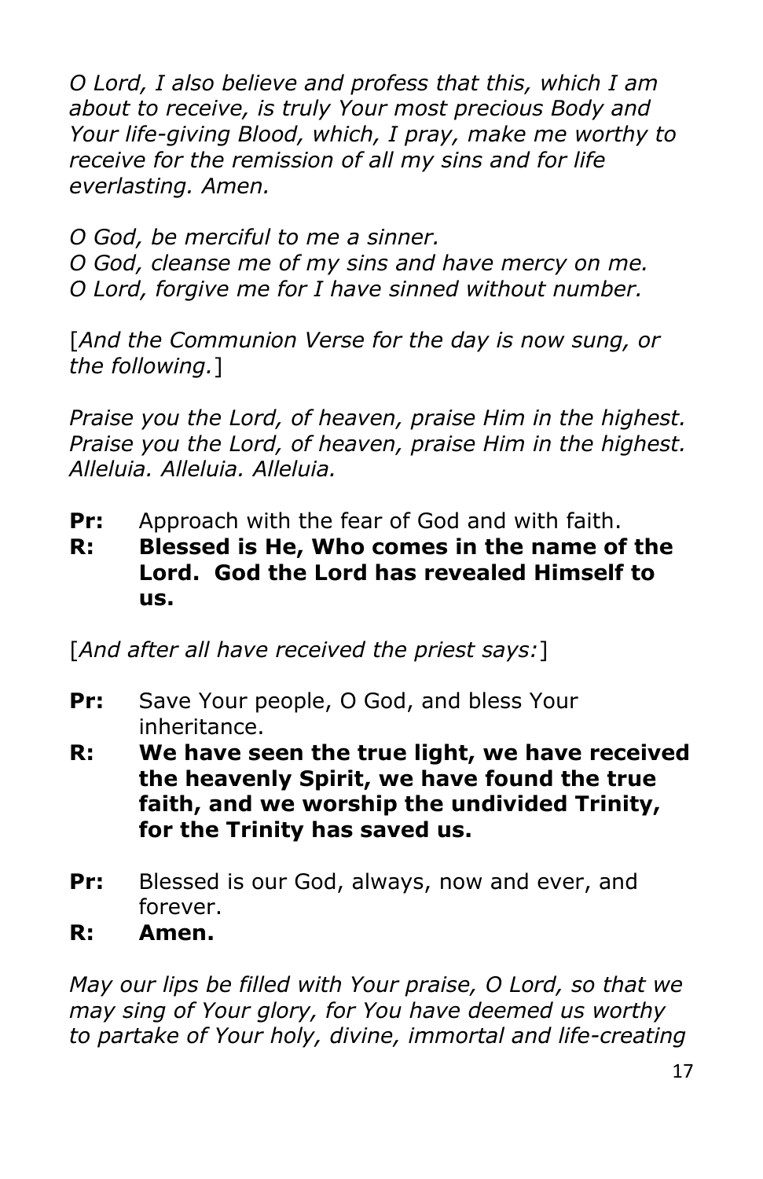*O Lord, I also believe and profess that this, which I am about to receive, is truly Your most precious Body and Your life-giving Blood, which, I pray, make me worthy to receive for the remission of all my sins and for life everlasting. Amen.*

*O God, be merciful to me a sinner.*
*O God, cleanse me of my sins and have mercy on me.*
*O Lord, forgive me for I have sinned without number.*

[*And the Communion Verse for the day is now sung, or the following.*]

*Praise you the Lord, of heaven, praise Him in the highest.*
*Praise you the Lord, of heaven, praise Him in the highest.*
*Alleluia. Alleluia. Alleluia.*

**Pr:** Approach with the fear of God and with faith.
**R: Blessed is He, Who comes in the name of the Lord. God the Lord has revealed Himself to us.**

[*And after all have received the priest says:*]

**Pr:** Save Your people, O God, and bless Your inheritance.
**R: We have seen the true light, we have received the heavenly Spirit, we have found the true faith, and we worship the undivided Trinity, for the Trinity has saved us.**

**Pr:** Blessed is our God, always, now and ever, and forever.
**R: Amen.**

*May our lips be filled with Your praise, O Lord, so that we may sing of Your glory, for You have deemed us worthy to partake of Your holy, divine, immortal and life-creating*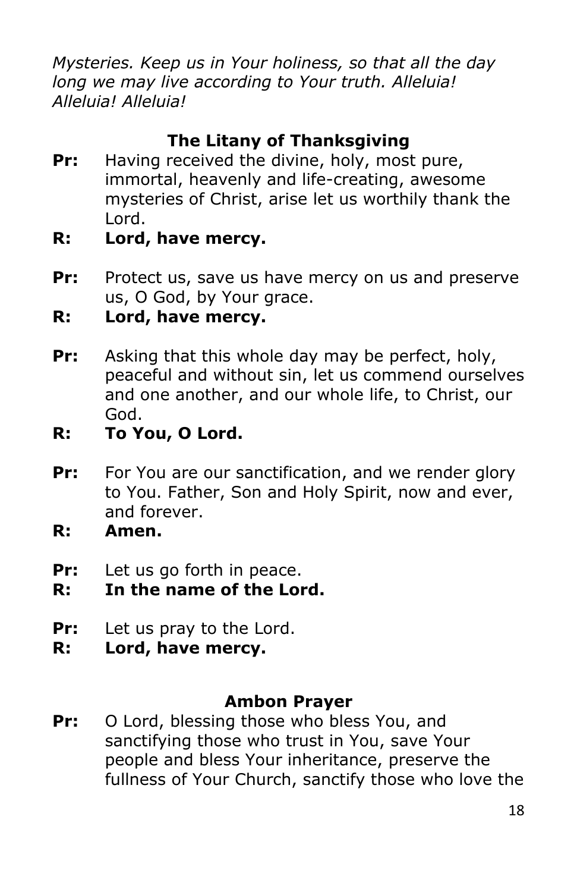*Mysteries. Keep us in Your holiness, so that all the day long we may live according to Your truth. Alleluia! Alleluia! Alleluia!*

## The Litany of Thanksgiving

**Pr:** Having received the divine, holy, most pure, immortal, heavenly and life-creating, awesome mysteries of Christ, arise let us worthily thank the Lord.

**R: Lord, have mercy.**

**Pr:** Protect us, save us have mercy on us and preserve us, O God, by Your grace.

**R: Lord, have mercy.**

**Pr:** Asking that this whole day may be perfect, holy, peaceful and without sin, let us commend ourselves and one another, and our whole life, to Christ, our God.

**R: To You, O Lord.**

**Pr:** For You are our sanctification, and we render glory to You. Father, Son and Holy Spirit, now and ever, and forever.

**R: Amen.**

**Pr:** Let us go forth in peace.

**R: In the name of the Lord.**

**Pr:** Let us pray to the Lord.

**R: Lord, have mercy.**

## Ambon Prayer

**Pr:** O Lord, blessing those who bless You, and sanctifying those who trust in You, save Your people and bless Your inheritance, preserve the fullness of Your Church, sanctify those who love the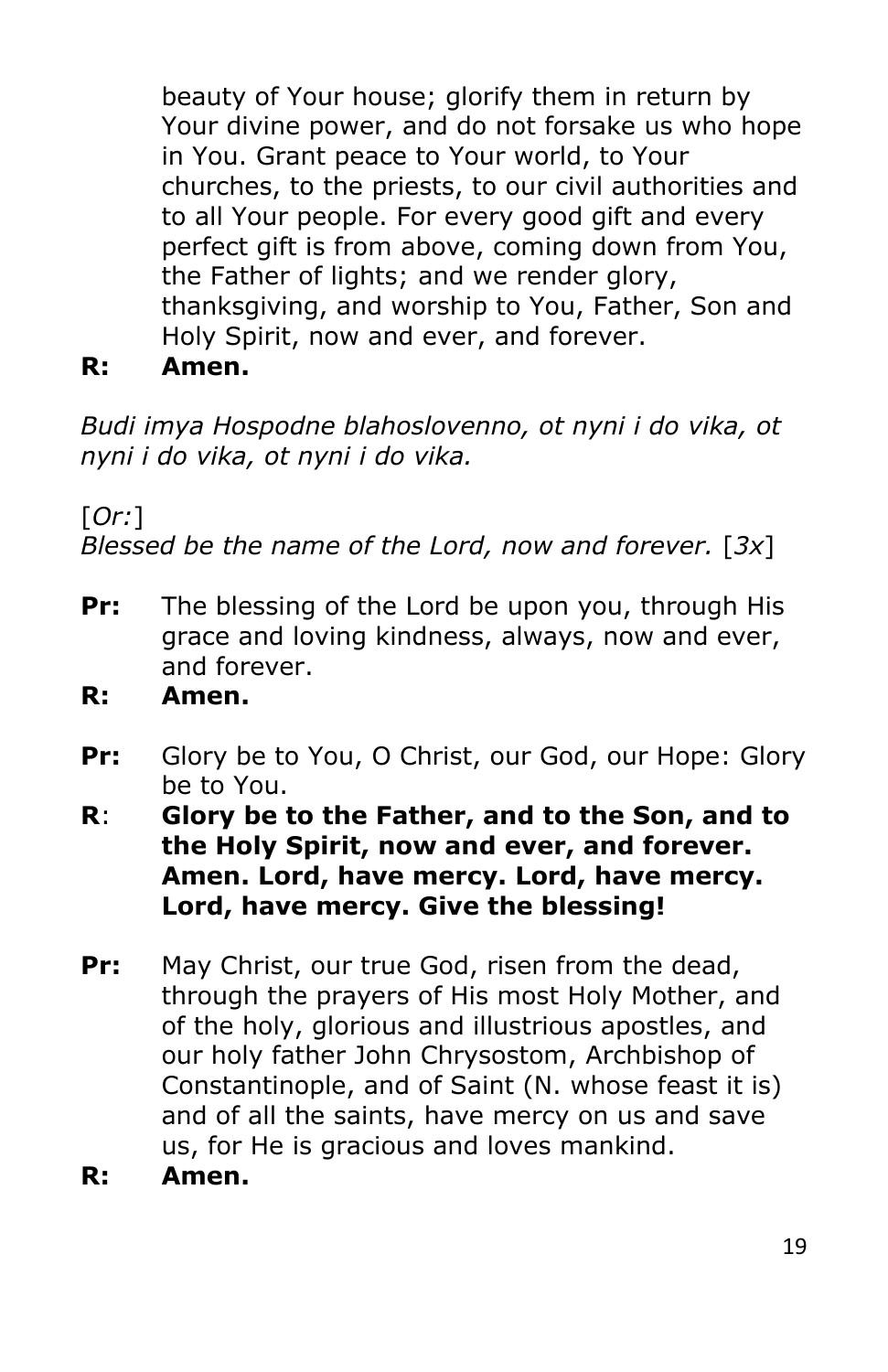beauty of Your house; glorify them in return by Your divine power, and do not forsake us who hope in You. Grant peace to Your world, to Your churches, to the priests, to our civil authorities and to all Your people. For every good gift and every perfect gift is from above, coming down from You, the Father of lights; and we render glory, thanksgiving, and worship to You, Father, Son and Holy Spirit, now and ever, and forever.

**R: Amen.**

*Budi imya Hospodne blahoslovenno, ot nyni i do vika, ot nyni i do vika, ot nyni i do vika.*

[*Or:*]
*Blessed be the name of the Lord, now and forever.* [*3x*]

**Pr:** The blessing of the Lord be upon you, through His grace and loving kindness, always, now and ever, and forever.

**R: Amen.**

**Pr:** Glory be to You, O Christ, our God, our Hope: Glory be to You.

**R**: **Glory be to the Father, and to the Son, and to the Holy Spirit, now and ever, and forever. Amen. Lord, have mercy. Lord, have mercy. Lord, have mercy. Give the blessing!**

**Pr:** May Christ, our true God, risen from the dead, through the prayers of His most Holy Mother, and of the holy, glorious and illustrious apostles, and our holy father John Chrysostom, Archbishop of Constantinople, and of Saint (N. whose feast it is) and of all the saints, have mercy on us and save us, for He is gracious and loves mankind.

**R: Amen.**